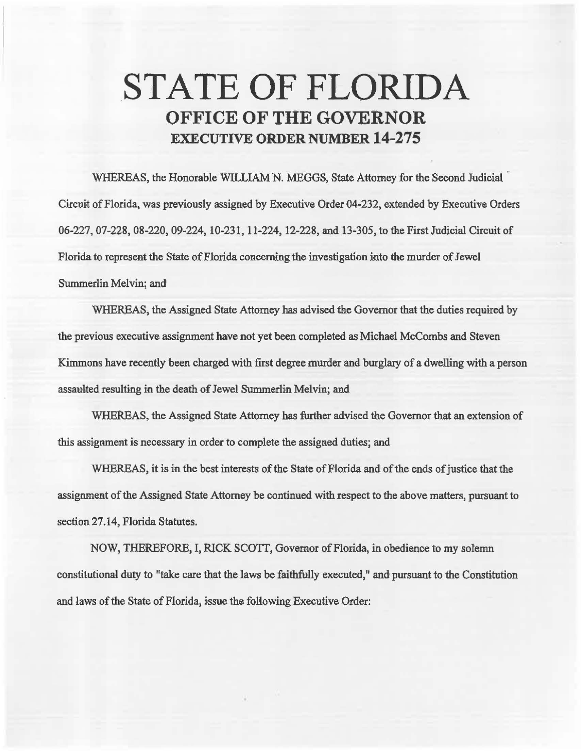# STATE OF FLORIDA
## OFFICE OF THE GOVERNOR
### EXECUTIVE ORDER NUMBER 14-275

WHEREAS, the Honorable WILLIAM N. MEGGS, State Attorney for the Second Judicial Circuit of Florida, was previously assigned by Executive Order 04-232, extended by Executive Orders 06-227, 07-228, 08-220, 09-224, 10-231, 11-224, 12-228, and 13-305, to the First Judicial Circuit of Florida to represent the State of Florida concerning the investigation into the murder of Jewel Summerlin Melvin; and

WHEREAS, the Assigned State Attorney has advised the Governor that the duties required by the previous executive assignment have not yet been completed as Michael McCombs and Steven Kimmons have recently been charged with first degree murder and burglary of a dwelling with a person assaulted resulting in the death of Jewel Summerlin Melvin; and

WHEREAS, the Assigned State Attorney has further advised the Governor that an extension of this assignment is necessary in order to complete the assigned duties; and

WHEREAS, it is in the best interests of the State of Florida and of the ends of justice that the assignment of the Assigned State Attorney be continued with respect to the above matters, pursuant to section 27.14, Florida Statutes.

NOW, THEREFORE, I, RICK SCOTT, Governor of Florida, in obedience to my solemn constitutional duty to "take care that the laws be faithfully executed," and pursuant to the Constitution and laws of the State of Florida, issue the following Executive Order: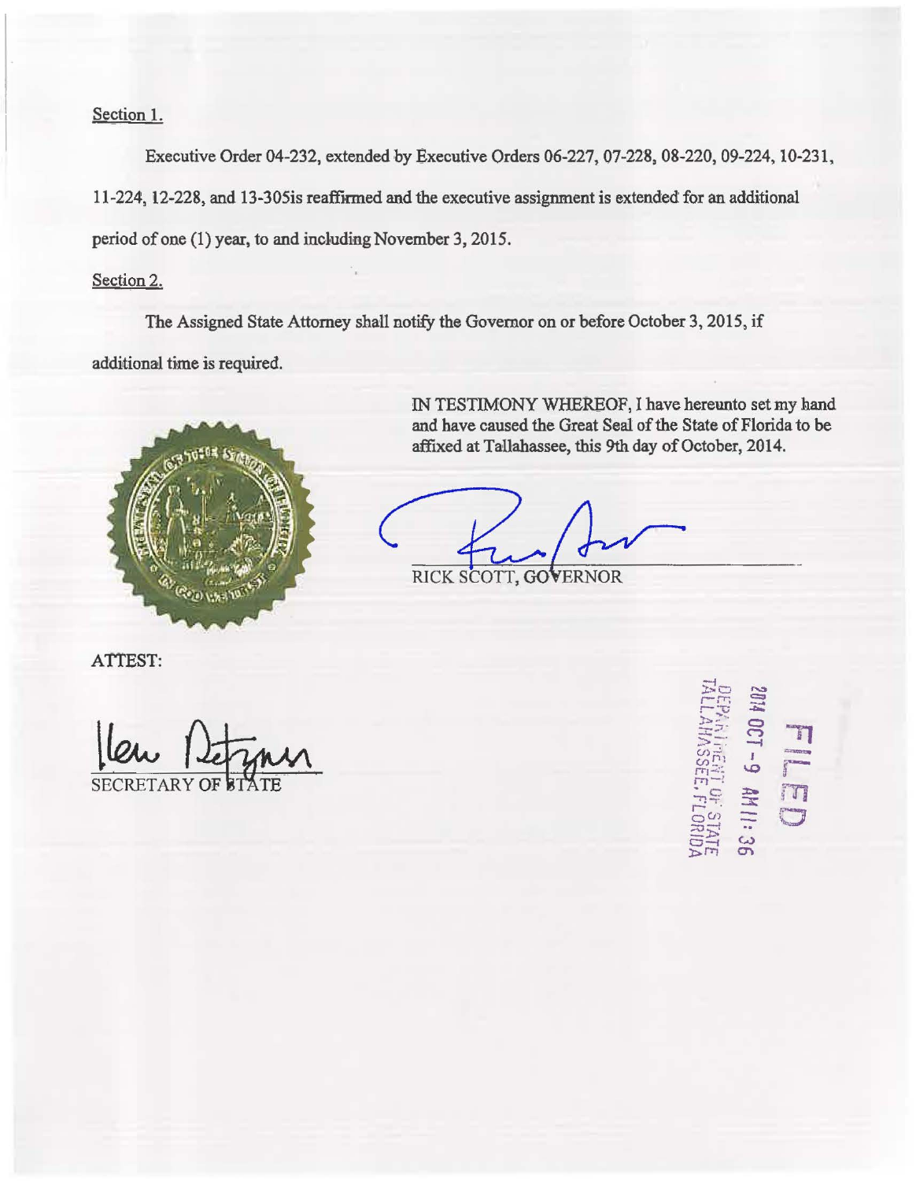Section 1.

Executive Order 04-232, extended by Executive Orders 06-227, 07-228, 08-220, 09-224, 10-231, 11-224, 12-228, and 13-305is reaffirmed and the executive assignment is extended for an additional period of one (1) year, to and including November 3, 2015.

Section 2.

The Assigned State Attorney shall notify the Governor on or before October 3, 2015, if additional time is required.

IN TESTIMONY WHEREOF, I have hereunto set my hand and have caused the Great Seal of the State of Florida to be affixed at Tallahassee, this 9th day of October, 2014.

RICK SCOTT, GOVERNOR

ATTEST:

SECRETARY OF STATE

FILED

2014 OCT -9 AM 11:36

DEPARTMENT OF STATE
TALLAHASSEE, FLORIDA